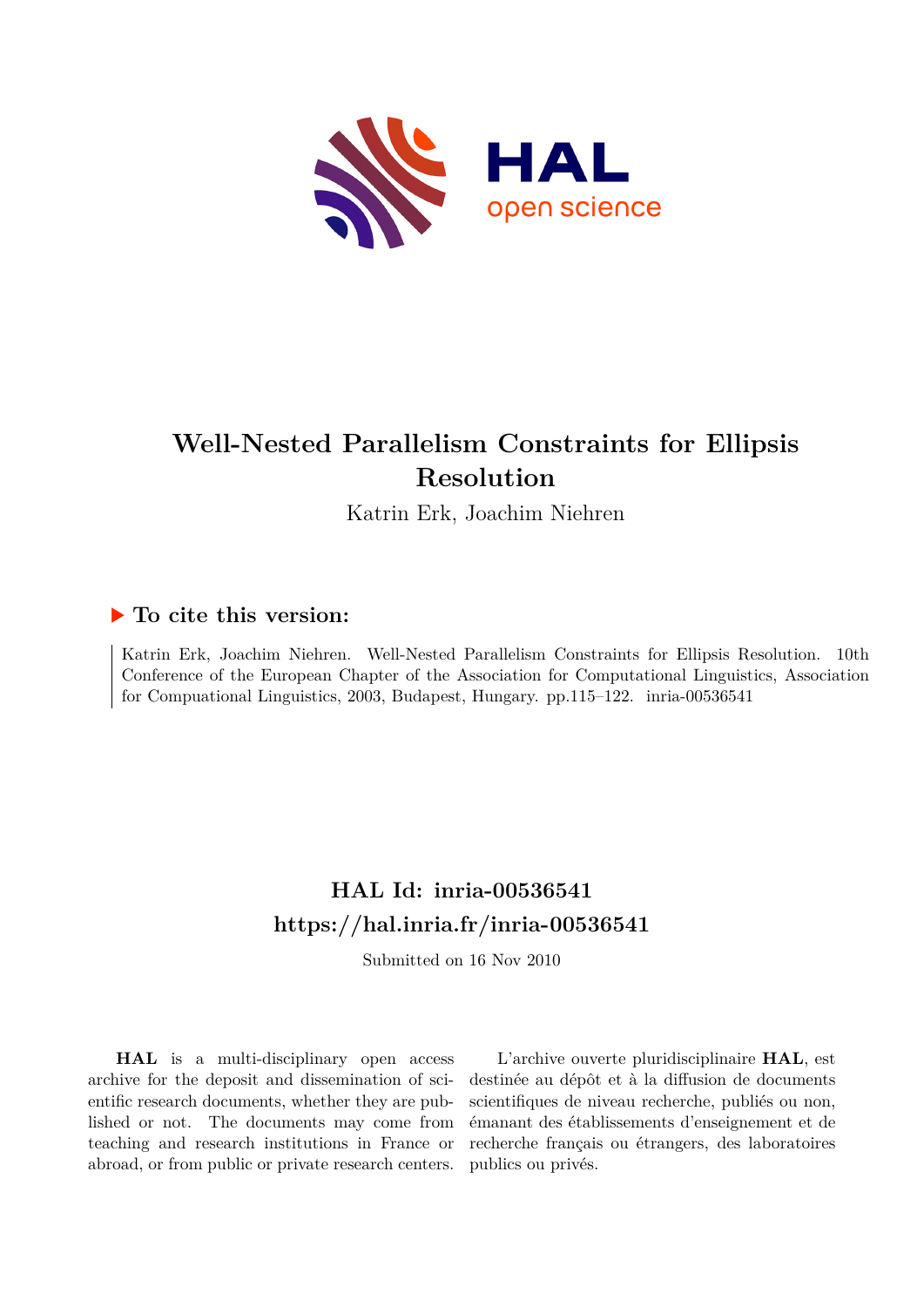# Well-Nested Parallelism Constraints for Ellipsis Resolution

Katrin Erk, Joachim Niehren

## ▶ To cite this version:

Katrin Erk, Joachim Niehren. Well-Nested Parallelism Constraints for Ellipsis Resolution. 10th Conference of the European Chapter of the Association for Computational Linguistics, Association for Compuational Linguistics, 2003, Budapest, Hungary. pp.115–122. inria-00536541

## HAL Id: inria-00536541

## https://hal.inria.fr/inria-00536541

Submitted on 16 Nov 2010

**HAL** is a multi-disciplinary open access archive for the deposit and dissemination of scientific research documents, whether they are published or not. The documents may come from teaching and research institutions in France or abroad, or from public or private research centers.

L'archive ouverte pluridisciplinaire **HAL**, est destinée au dépôt et à la diffusion de documents scientifiques de niveau recherche, publiés ou non, émanant des établissements d'enseignement et de recherche français ou étrangers, des laboratoires publics ou privés.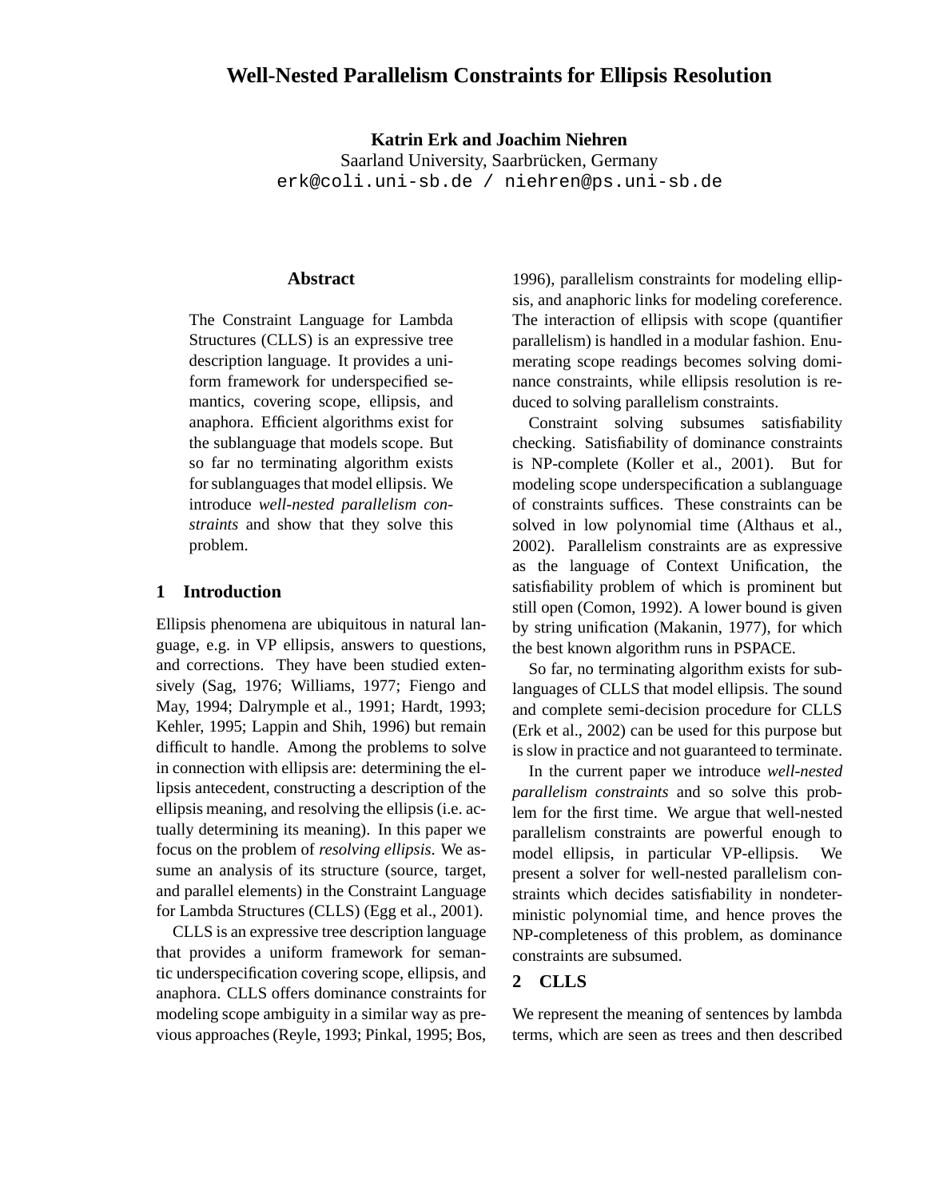# Well-Nested Parallelism Constraints for Ellipsis Resolution

**Katrin Erk and Joachim Niehren**
Saarland University, Saarbrücken, Germany
erk@coli.uni-sb.de / niehren@ps.uni-sb.de

## Abstract

The Constraint Language for Lambda Structures (CLLS) is an expressive tree description language. It provides a uniform framework for underspecified semantics, covering scope, ellipsis, and anaphora. Efficient algorithms exist for the sublanguage that models scope. But so far no terminating algorithm exists for sublanguages that model ellipsis. We introduce *well-nested parallelism constraints* and show that they solve this problem.

## 1 Introduction

Ellipsis phenomena are ubiquitous in natural language, e.g. in VP ellipsis, answers to questions, and corrections. They have been studied extensively (Sag, 1976; Williams, 1977; Fiengo and May, 1994; Dalrymple et al., 1991; Hardt, 1993; Kehler, 1995; Lappin and Shih, 1996) but remain difficult to handle. Among the problems to solve in connection with ellipsis are: determining the ellipsis antecedent, constructing a description of the ellipsis meaning, and resolving the ellipsis (i.e. actually determining its meaning). In this paper we focus on the problem of *resolving ellipsis*. We assume an analysis of its structure (source, target, and parallel elements) in the Constraint Language for Lambda Structures (CLLS) (Egg et al., 2001).

CLLS is an expressive tree description language that provides a uniform framework for semantic underspecification covering scope, ellipsis, and anaphora. CLLS offers dominance constraints for modeling scope ambiguity in a similar way as previous approaches (Reyle, 1993; Pinkal, 1995; Bos, 1996), parallelism constraints for modeling ellipsis, and anaphoric links for modeling coreference. The interaction of ellipsis with scope (quantifier parallelism) is handled in a modular fashion. Enumerating scope readings becomes solving dominance constraints, while ellipsis resolution is reduced to solving parallelism constraints.

Constraint solving subsumes satisfiability checking. Satisfiability of dominance constraints is NP-complete (Koller et al., 2001). But for modeling scope underspecification a sublanguage of constraints suffices. These constraints can be solved in low polynomial time (Althaus et al., 2002). Parallelism constraints are as expressive as the language of Context Unification, the satisfiability problem of which is prominent but still open (Comon, 1992). A lower bound is given by string unification (Makanin, 1977), for which the best known algorithm runs in PSPACE.

So far, no terminating algorithm exists for sublanguages of CLLS that model ellipsis. The sound and complete semi-decision procedure for CLLS (Erk et al., 2002) can be used for this purpose but is slow in practice and not guaranteed to terminate.

In the current paper we introduce *well-nested parallelism constraints* and so solve this problem for the first time. We argue that well-nested parallelism constraints are powerful enough to model ellipsis, in particular VP-ellipsis. We present a solver for well-nested parallelism constraints which decides satisfiability in nondeterministic polynomial time, and hence proves the NP-completeness of this problem, as dominance constraints are subsumed.

## 2 CLLS

We represent the meaning of sentences by lambda terms, which are seen as trees and then described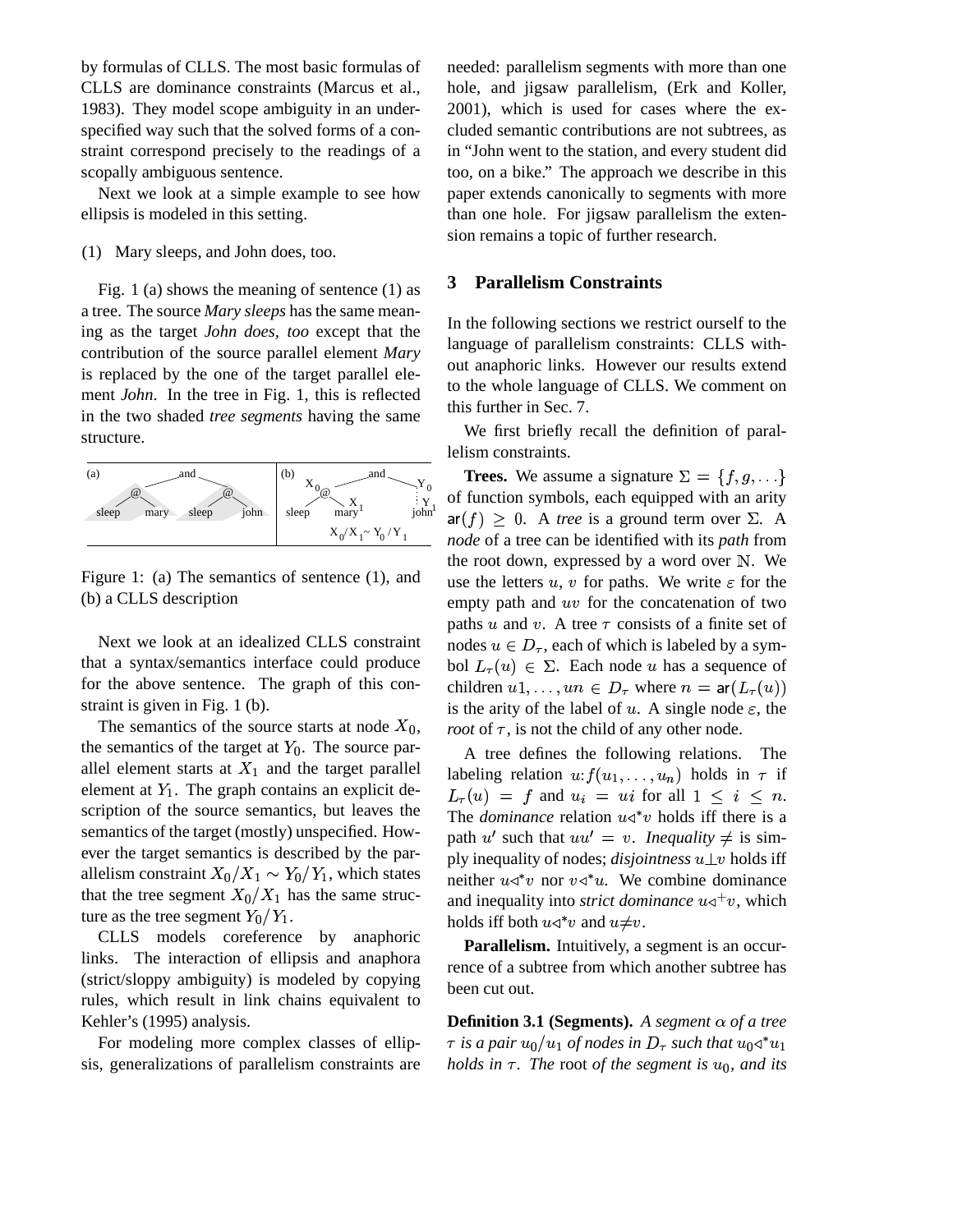by formulas of CLLS. The most basic formulas of CLLS are dominance constraints (Marcus et al., 1983). They model scope ambiguity in an underspecified way such that the solved forms of a constraint correspond precisely to the readings of a scopally ambiguous sentence.

Next we look at a simple example to see how ellipsis is modeled in this setting.

(1) Mary sleeps, and John does, too.

Fig. 1 (a) shows the meaning of sentence (1) as a tree. The source *Mary sleeps* has the same meaning as the target *John does, too* except that the contribution of the source parallel element *Mary* is replaced by the one of the target parallel element *John*. In the tree in Fig. 1, this is reflected in the two shaded *tree segments* having the same structure.

Figure 1: (a) The semantics of sentence (1), and (b) a CLLS description

Next we look at an idealized CLLS constraint that a syntax/semantics interface could produce for the above sentence. The graph of this constraint is given in Fig. 1 (b).

The semantics of the source starts at node $X_0$, the semantics of the target at $Y_0$. The source parallel element starts at $X_1$ and the target parallel element at $Y_1$. The graph contains an explicit description of the source semantics, but leaves the semantics of the target (mostly) unspecified. However the target semantics is described by the parallelism constraint $X_0/X_1 \sim Y_0/Y_1$, which states that the tree segment $X_0/X_1$ has the same structure as the tree segment $Y_0/Y_1$.

CLLS models coreference by anaphoric links. The interaction of ellipsis and anaphora (strict/sloppy ambiguity) is modeled by copying rules, which result in link chains equivalent to Kehler's (1995) analysis.

For modeling more complex classes of ellipsis, generalizations of parallelism constraints are needed: parallelism segments with more than one hole, and jigsaw parallelism, (Erk and Koller, 2001), which is used for cases where the excluded semantic contributions are not subtrees, as in "John went to the station, and every student did too, on a bike." The approach we describe in this paper extends canonically to segments with more than one hole. For jigsaw parallelism the extension remains a topic of further research.

## 3 Parallelism Constraints

In the following sections we restrict ourself to the language of parallelism constraints: CLLS without anaphoric links. However our results extend to the whole language of CLLS. We comment on this further in Sec. 7.

We first briefly recall the definition of parallelism constraints.

**Trees.** We assume a signature $\Sigma = \{f, g, \ldots\}$ of function symbols, each equipped with an arity $\mathsf{ar}(f) \geq 0$. A *tree* is a ground term over $\Sigma$. A *node* of a tree can be identified with its *path* from the root down, expressed by a word over $\mathbb{N}$. We use the letters $u$, $v$ for paths. We write $\varepsilon$ for the empty path and $uv$ for the concatenation of two paths $u$ and $v$. A tree $\tau$ consists of a finite set of nodes $u \in D_\tau$, each of which is labeled by a symbol $L_\tau(u) \in \Sigma$. Each node $u$ has a sequence of children $u1, \ldots, un \in D_\tau$ where $n = \mathsf{ar}(L_\tau(u))$ is the arity of the label of $u$. A single node $\varepsilon$, the *root* of $\tau$, is not the child of any other node.

A tree defines the following relations. The labeling relation $u{:}f(u_1, \ldots, u_n)$ holds in $\tau$ if $L_\tau(u) = f$ and $u_i = ui$ for all $1 \leq i \leq n$. The *dominance* relation $u \triangleleft^* v$ holds iff there is a path $u'$ such that $uu' = v$. *Inequality* $\neq$ is simply inequality of nodes; *disjointness* $u \perp v$ holds iff neither $u \triangleleft^* v$ nor $v \triangleleft^* u$. We combine dominance and inequality into *strict dominance* $u \triangleleft^+ v$, which holds iff both $u \triangleleft^* v$ and $u \neq v$.

**Parallelism.** Intuitively, a segment is an occurrence of a subtree from which another subtree has been cut out.

**Definition 3.1 (Segments).** *A segment $\alpha$ of a tree $\tau$ is a pair $u_0/u_1$ of nodes in $D_\tau$ such that $u_0 \triangleleft^* u_1$ holds in $\tau$. The* root *of the segment is $u_0$, and its*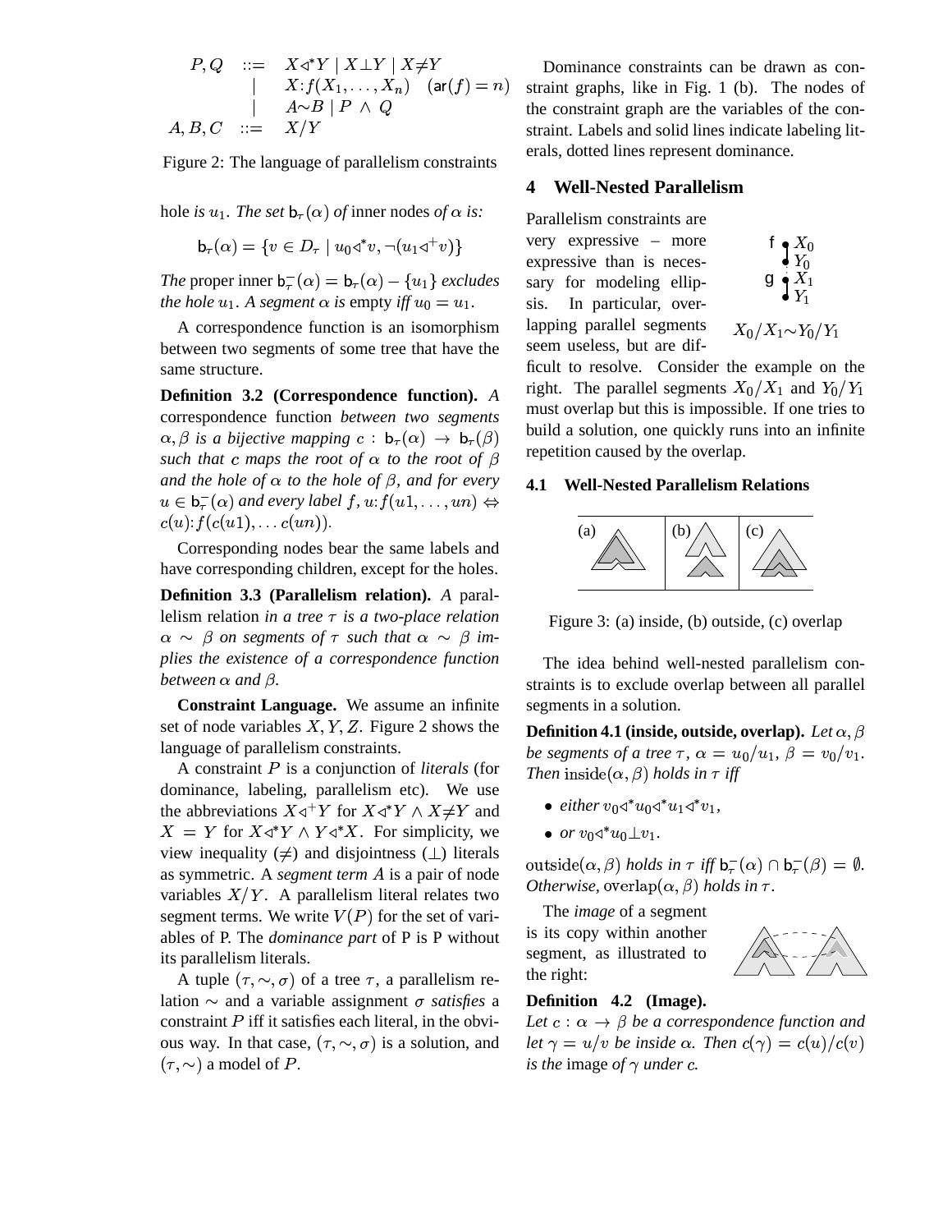$$
\begin{array}{rcl}
P, Q & ::= & X \lhd^* Y \mid X \bot Y \mid X \neq Y \\
& \mid & X{:}f(X_1, \ldots, X_n) \quad (\mathsf{ar}(f) = n) \\
& \mid & A {\sim} B \mid P \wedge Q \\
A, B, C & ::= & X/Y
\end{array}
$$

Figure 2: The language of parallelism constraints

hole *is* $u_1$. *The set* $\mathsf{b}_\tau(\alpha)$ *of* inner nodes *of* $\alpha$ *is:*

$$\mathsf{b}_\tau(\alpha) = \{v \in D_\tau \mid u_0 \lhd^* v, \neg(u_1 \lhd^+ v)\}$$

*The* proper inner $\mathsf{b}_\tau^-(\alpha) = \mathsf{b}_\tau(\alpha) - \{u_1\}$ *excludes the hole* $u_1$. *A segment* $\alpha$ *is* empty *iff* $u_0 = u_1$.

A correspondence function is an isomorphism between two segments of some tree that have the same structure.

**Definition 3.2 (Correspondence function).** *A* correspondence function *between two segments* $\alpha, \beta$ *is a bijective mapping* $c : \mathsf{b}_\tau(\alpha) \rightarrow \mathsf{b}_\tau(\beta)$ *such that* $c$ *maps the root of* $\alpha$ *to the root of* $\beta$ *and the hole of* $\alpha$ *to the hole of* $\beta$*, and for every* $u \in \mathsf{b}_\tau^-(\alpha)$ *and every label* $f$, $u{:}f(u1, \ldots, un) \Leftrightarrow c(u){:}f(c(u1), \ldots c(un))$.

Corresponding nodes bear the same labels and have corresponding children, except for the holes.

**Definition 3.3 (Parallelism relation).** *A* parallelism relation *in a tree* $\tau$ *is a two-place relation* $\alpha \sim \beta$ *on segments of* $\tau$ *such that* $\alpha \sim \beta$ *implies the existence of a correspondence function between* $\alpha$ *and* $\beta$.

**Constraint Language.** We assume an infinite set of node variables $X, Y, Z$. Figure 2 shows the language of parallelism constraints.

A constraint $P$ is a conjunction of *literals* (for dominance, labeling, parallelism etc). We use the abbreviations $X \lhd^+ Y$ for $X \lhd^* Y \wedge X \neq Y$ and $X = Y$ for $X \lhd^* Y \wedge Y \lhd^* X$. For simplicity, we view inequality ($\neq$) and disjointness ($\bot$) literals as symmetric. A *segment term* $A$ is a pair of node variables $X/Y$. A parallelism literal relates two segment terms. We write $V(P)$ for the set of variables of P. The *dominance part* of P is P without its parallelism literals.

A tuple $(\tau, \sim, \sigma)$ of a tree $\tau$, a parallelism relation $\sim$ and a variable assignment $\sigma$ *satisfies* a constraint $P$ iff it satisfies each literal, in the obvious way. In that case, $(\tau, \sim, \sigma)$ is a solution, and $(\tau, \sim)$ a model of $P$.

Dominance constraints can be drawn as constraint graphs, like in Fig. 1 (b). The nodes of the constraint graph are the variables of the constraint. Labels and solid lines indicate labeling literals, dotted lines represent dominance.

## 4 Well-Nested Parallelism

Parallelism constraints are very expressive – more expressive than is necessary for modeling ellipsis. In particular, overlapping parallel segments seem useless, but are difficult to resolve. Consider the example on the right. The parallel segments $X_0/X_1$ and $Y_0/Y_1$ must overlap but this is impossible. If one tries to build a solution, one quickly runs into an infinite repetition caused by the overlap.

$X_0/X_1 {\sim} Y_0/Y_1$

### 4.1 Well-Nested Parallelism Relations

Figure 3: (a) inside, (b) outside, (c) overlap

The idea behind well-nested parallelism constraints is to exclude overlap between all parallel segments in a solution.

**Definition 4.1 (inside, outside, overlap).** *Let* $\alpha, \beta$ *be segments of a tree* $\tau$, $\alpha = u_0/u_1$, $\beta = v_0/v_1$. *Then* $\mathrm{inside}(\alpha, \beta)$ *holds in* $\tau$ *iff*

- *either* $v_0 \lhd^* u_0 \lhd^* u_1 \lhd^* v_1$,
- *or* $v_0 \lhd^* u_0 \bot v_1$.

$\mathrm{outside}(\alpha, \beta)$ *holds in* $\tau$ *iff* $\mathsf{b}_\tau^-(\alpha) \cap \mathsf{b}_\tau^-(\beta) = \emptyset$. *Otherwise,* $\mathrm{overlap}(\alpha, \beta)$ *holds in* $\tau$.

The *image* of a segment is its copy within another segment, as illustrated to the right:

**Definition 4.2 (Image).** *Let* $c : \alpha \rightarrow \beta$ *be a correspondence function and let* $\gamma = u/v$ *be inside* $\alpha$. *Then* $c(\gamma) = c(u)/c(v)$ *is the* image *of* $\gamma$ *under* $c$.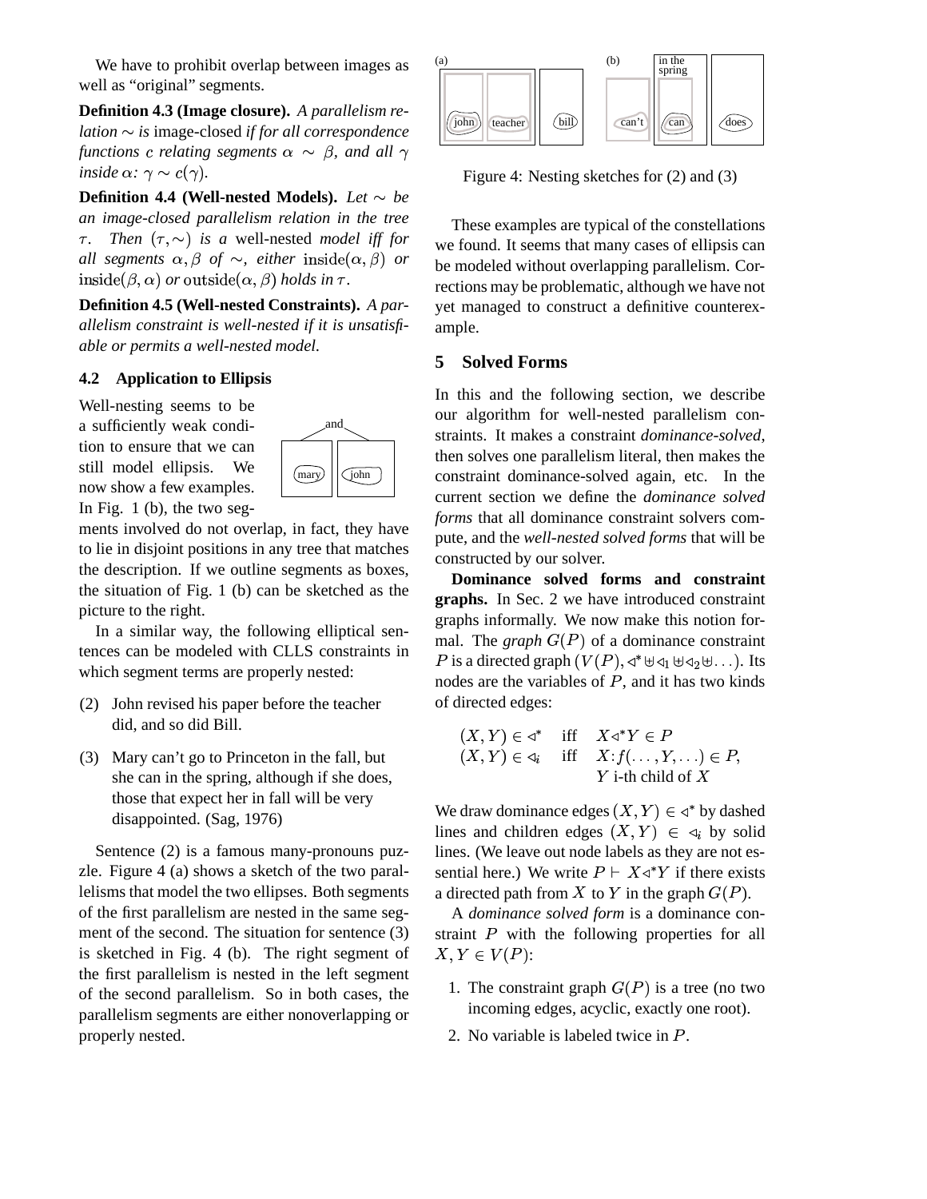We have to prohibit overlap between images as well as "original" segments.

**Definition 4.3 (Image closure).** *A parallelism relation* $\sim$ *is* image-closed *if for all correspondence functions* $c$ *relating segments* $\alpha \sim \beta$*, and all* $\gamma$ *inside* $\alpha$*:* $\gamma \sim c(\gamma)$.

**Definition 4.4 (Well-nested Models).** *Let* $\sim$ *be an image-closed parallelism relation in the tree* $\tau$*. Then* $(\tau, \sim)$ *is a* well-nested *model iff for all segments* $\alpha, \beta$ *of* $\sim$*, either* $\text{inside}(\alpha, \beta)$ *or* $\text{inside}(\beta, \alpha)$ *or* $\text{outside}(\alpha, \beta)$ *holds in* $\tau$.

**Definition 4.5 (Well-nested Constraints).** *A parallelism constraint is well-nested if it is unsatisfiable or permits a well-nested model.*

### 4.2 Application to Ellipsis

Well-nesting seems to be a sufficiently weak condition to ensure that we can still model ellipsis. We now show a few examples. In Fig. 1 (b), the two segments involved do not overlap, in fact, they have to lie in disjoint positions in any tree that matches the description. If we outline segments as boxes, the situation of Fig. 1 (b) can be sketched as the picture to the right.

In a similar way, the following elliptical sentences can be modeled with CLLS constraints in which segment terms are properly nested:

(2) John revised his paper before the teacher did, and so did Bill.

(3) Mary can't go to Princeton in the fall, but she can in the spring, although if she does, those that expect her in fall will be very disappointed. (Sag, 1976)

Sentence (2) is a famous many-pronouns puzzle. Figure 4 (a) shows a sketch of the two parallelisms that model the two ellipses. Both segments of the first parallelism are nested in the same segment of the second. The situation for sentence (3) is sketched in Fig. 4 (b). The right segment of the first parallelism is nested in the left segment of the second parallelism. So in both cases, the parallelism segments are either nonoverlapping or properly nested.

Figure 4: Nesting sketches for (2) and (3)

These examples are typical of the constellations we found. It seems that many cases of ellipsis can be modeled without overlapping parallelism. Corrections may be problematic, although we have not yet managed to construct a definitive counterexample.

## 5 Solved Forms

In this and the following section, we describe our algorithm for well-nested parallelism constraints. It makes a constraint *dominance-solved*, then solves one parallelism literal, then makes the constraint dominance-solved again, etc. In the current section we define the *dominance solved forms* that all dominance constraint solvers compute, and the *well-nested solved forms* that will be constructed by our solver.

**Dominance solved forms and constraint graphs.** In Sec. 2 we have introduced constraint graphs informally. We now make this notion formal. The *graph* $G(P)$ of a dominance constraint $P$ is a directed graph $(V(P), \triangleleft^* \uplus \triangleleft_1 \uplus \triangleleft_2 \uplus \ldots)$. Its nodes are the variables of $P$, and it has two kinds of directed edges:

$$\begin{array}{lll} (X,Y) \in \triangleleft^* & \text{iff} & X \triangleleft^* Y \in P \\ (X,Y) \in \triangleleft_i & \text{iff} & X{:}f(\ldots,Y,\ldots) \in P, \\ & & Y \text{ i-th child of } X \end{array}$$

We draw dominance edges $(X,Y) \in \triangleleft^*$ by dashed lines and children edges $(X,Y) \in \triangleleft_i$ by solid lines. (We leave out node labels as they are not essential here.) We write $P \vdash X \triangleleft^* Y$ if there exists a directed path from $X$ to $Y$ in the graph $G(P)$.

A *dominance solved form* is a dominance constraint $P$ with the following properties for all $X, Y \in V(P)$:

1. The constraint graph $G(P)$ is a tree (no two incoming edges, acyclic, exactly one root).
2. No variable is labeled twice in $P$.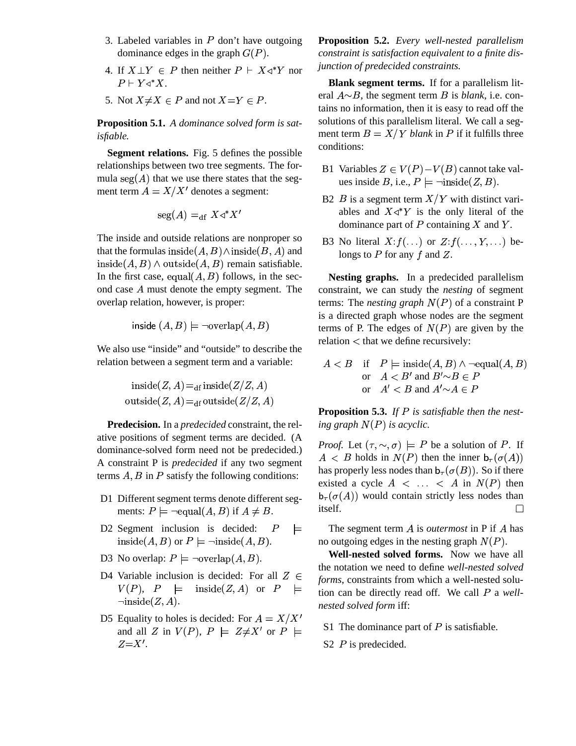3. Labeled variables in $P$ don't have outgoing dominance edges in the graph $G(P)$.
4. If $X \bot Y \in P$ then neither $P \vdash X \triangleleft^* Y$ nor $P \vdash Y \triangleleft^* X$.
5. Not $X \neq X \in P$ and not $X = Y \in P$.

**Proposition 5.1.** *A dominance solved form is satisfiable.*

**Segment relations.** Fig. 5 defines the possible relationships between two tree segments. The formula $\text{seg}(A)$ that we use there states that the segment term $A = X/X'$ denotes a segment:

$$\text{seg}(A) =_{\text{df}} X \triangleleft^* X'$$

The inside and outside relations are nonproper so that the formulas $\text{inside}(A, B) \wedge \text{inside}(B, A)$ and $\text{inside}(A, B) \wedge \text{outside}(A, B)$ remain satisfiable. In the first case, $\text{equal}(A, B)$ follows, in the second case $A$ must denote the empty segment. The overlap relation, however, is proper:

$$\text{inside}\ (A, B) \models \neg\text{overlap}(A, B)$$

We also use "inside" and "outside" to describe the relation between a segment term and a variable:

$$\text{inside}(Z, A) =_{\text{df}} \text{inside}(Z/Z, A)$$
$$\text{outside}(Z, A) =_{\text{df}} \text{outside}(Z/Z, A)$$

**Predecision.** In a *predecided* constraint, the relative positions of segment terms are decided. (A dominance-solved form need not be predecided.) A constraint P is *predecided* if any two segment terms $A, B$ in $P$ satisfy the following conditions:

- D1 Different segment terms denote different segments: $P \models \neg\text{equal}(A, B)$ if $A \neq B$.
- D2 Segment inclusion is decided: $P \models \text{inside}(A, B)$ or $P \models \neg\text{inside}(A, B)$.
- D3 No overlap: $P \models \neg\text{overlap}(A, B)$.
- D4 Variable inclusion is decided: For all $Z \in V(P)$, $P \models \text{inside}(Z, A)$ or $P \models \neg\text{inside}(Z, A)$.
- D5 Equality to holes is decided: For $A = X/X'$ and all $Z$ in $V(P)$, $P \models Z \neq X'$ or $P \models Z = X'$.

**Proposition 5.2.** *Every well-nested parallelism constraint is satisfaction equivalent to a finite disjunction of predecided constraints.*

**Blank segment terms.** If for a parallelism literal $A \sim B$, the segment term $B$ is *blank*, i.e. contains no information, then it is easy to read off the solutions of this parallelism literal. We call a segment term $B = X/Y$ *blank* in $P$ if it fulfills three conditions:

- B1 Variables $Z \in V(P) - V(B)$ cannot take values inside $B$, i.e., $P \models \neg\text{inside}(Z, B)$.
- B2 $B$ is a segment term $X/Y$ with distinct variables and $X \triangleleft^* Y$ is the only literal of the dominance part of $P$ containing $X$ and $Y$.
- B3 No literal $X{:}f(\ldots)$ or $Z{:}f(\ldots, Y, \ldots)$ belongs to $P$ for any $f$ and $Z$.

**Nesting graphs.** In a predecided parallelism constraint, we can study the *nesting* of segment terms: The *nesting graph* $N(P)$ of a constraint P is a directed graph whose nodes are the segment terms of P. The edges of $N(P)$ are given by the relation $<$ that we define recursively:

$$\begin{array}{lll} A < B & \text{if} & P \models \text{inside}(A, B) \wedge \neg\text{equal}(A, B) \\ & \text{or} & A < B' \text{ and } B' \sim B \in P \\ & \text{or} & A' < B \text{ and } A' \sim A \in P \end{array}$$

**Proposition 5.3.** *If $P$ is satisfiable then the nesting graph $N(P)$ is acyclic.*

*Proof.* Let $(\tau, \sim, \sigma) \models P$ be a solution of $P$. If $A < B$ holds in $N(P)$ then the inner $\mathsf{b}_\tau(\sigma(A))$ has properly less nodes than $\mathsf{b}_\tau(\sigma(B))$. So if there existed a cycle $A < \ldots < A$ in $N(P)$ then $\mathsf{b}_\tau(\sigma(A))$ would contain strictly less nodes than itself. □

The segment term $A$ is *outermost* in P if $A$ has no outgoing edges in the nesting graph $N(P)$.

**Well-nested solved forms.** Now we have all the notation we need to define *well-nested solved forms*, constraints from which a well-nested solution can be directly read off. We call $P$ a *well-nested solved form* iff:

- S1 The dominance part of $P$ is satisfiable.
- S2 $P$ is predecided.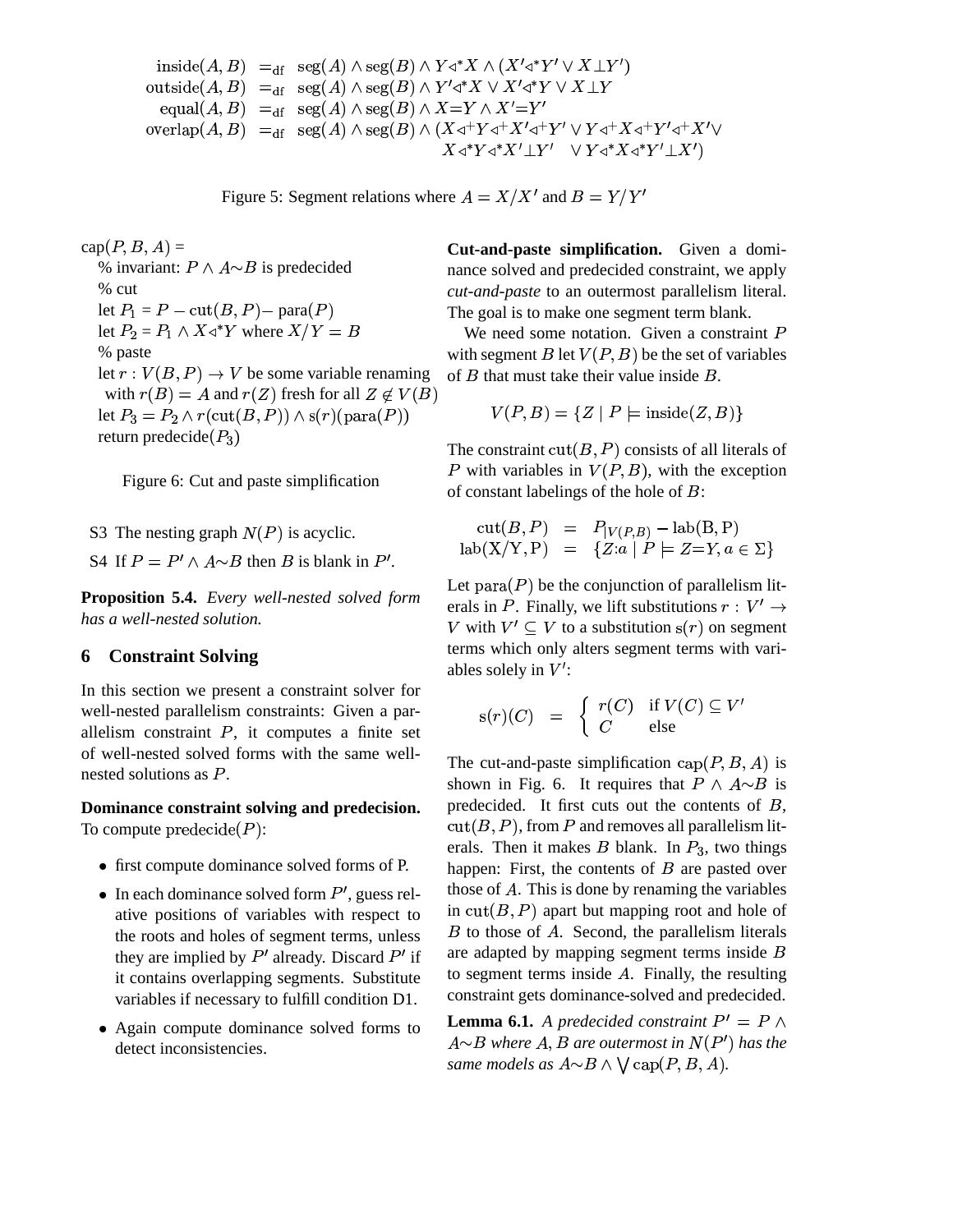$$
\begin{array}{lcl}
\text{inside}(A,B) & =_{\text{df}} & \text{seg}(A) \wedge \text{seg}(B) \wedge Y \triangleleft^* X \wedge (X' \triangleleft^* Y' \vee X \bot Y') \\
\text{outside}(A,B) & =_{\text{df}} & \text{seg}(A) \wedge \text{seg}(B) \wedge Y' \triangleleft^* X \vee X' \triangleleft^* Y \vee X \bot Y \\
\text{equal}(A,B) & =_{\text{df}} & \text{seg}(A) \wedge \text{seg}(B) \wedge X{=}Y \wedge X'{=}Y' \\
\text{overlap}(A,B) & =_{\text{df}} & \text{seg}(A) \wedge \text{seg}(B) \wedge (X \triangleleft^+ Y \triangleleft^+ X' \triangleleft^+ Y' \vee Y \triangleleft^+ X \triangleleft^+ Y' \triangleleft^+ X' \vee \\
& & \qquad X \triangleleft^* Y \triangleleft^* X' \bot Y' \quad \vee Y \triangleleft^* X \triangleleft^* Y' \bot X')
\end{array}
$$

Figure 5: Segment relations where $A = X/X'$ and $B = Y/Y'$

$\text{cap}(P, B, A) =$
% invariant: $P \wedge A{\sim}B$ is predecided
% cut
let $P_1 = P - \text{cut}(B, P) - \text{para}(P)$
let $P_2 = P_1 \wedge X \triangleleft^* Y$ where $X/Y = B$
% paste
let $r : V(B, P) \to V$ be some variable renaming
with $r(B) = A$ and $r(Z)$ fresh for all $Z \notin V(B)$
let $P_3 = P_2 \wedge r(\text{cut}(B, P)) \wedge \text{s}(r)(\text{para}(P))$
return predecide($P_3$)

Figure 6: Cut and paste simplification

S3 The nesting graph $N(P)$ is acyclic.

S4 If $P = P' \wedge A{\sim}B$ then $B$ is blank in $P'$.

**Proposition 5.4.** *Every well-nested solved form has a well-nested solution.*

## 6 Constraint Solving

In this section we present a constraint solver for well-nested parallelism constraints: Given a parallelism constraint $P$, it computes a finite set of well-nested solved forms with the same well-nested solutions as $P$.

**Dominance constraint solving and predecision.** To compute $\text{predecide}(P)$:

- first compute dominance solved forms of P.
- In each dominance solved form $P'$, guess relative positions of variables with respect to the roots and holes of segment terms, unless they are implied by $P'$ already. Discard $P'$ if it contains overlapping segments. Substitute variables if necessary to fulfill condition D1.
- Again compute dominance solved forms to detect inconsistencies.

**Cut-and-paste simplification.** Given a dominance solved and predecided constraint, we apply *cut-and-paste* to an outermost parallelism literal. The goal is to make one segment term blank.

We need some notation. Given a constraint $P$ with segment $B$ let $V(P, B)$ be the set of variables of $B$ that must take their value inside $B$.

$$V(P, B) = \{Z \mid P \models \text{inside}(Z, B)\}$$

The constraint $\text{cut}(B, P)$ consists of all literals of $P$ with variables in $V(P, B)$, with the exception of constant labelings of the hole of $B$:

$$
\begin{array}{lcl}
\text{cut}(B, P) & = & P_{|V(P,B)} - \text{lab}(\text{B}, \text{P}) \\
\text{lab}(\text{X/Y}, \text{P}) & = & \{Z{:}a \mid P \models Z{=}Y, a \in \Sigma\}
\end{array}
$$

Let $\text{para}(P)$ be the conjunction of parallelism literals in $P$. Finally, we lift substitutions $r : V' \to V$ with $V' \subseteq V$ to a substitution $\text{s}(r)$ on segment terms which only alters segment terms with variables solely in $V'$:

$$
\text{s}(r)(C) \;\; = \;\; \begin{cases} r(C) & \text{if } V(C) \subseteq V' \\ C & \text{else} \end{cases}
$$

The cut-and-paste simplification $\text{cap}(P, B, A)$ is shown in Fig. 6. It requires that $P \wedge A{\sim}B$ is predecided. It first cuts out the contents of $B$, $\text{cut}(B, P)$, from $P$ and removes all parallelism literals. Then it makes $B$ blank. In $P_3$, two things happen: First, the contents of $B$ are pasted over those of $A$. This is done by renaming the variables in $\text{cut}(B, P)$ apart but mapping root and hole of $B$ to those of $A$. Second, the parallelism literals are adapted by mapping segment terms inside $B$ to segment terms inside $A$. Finally, the resulting constraint gets dominance-solved and predecided.

**Lemma 6.1.** *A predecided constraint $P' = P \wedge A{\sim}B$ where $A, B$ are outermost in $N(P')$ has the same models as $A{\sim}B \wedge \bigvee \text{cap}(P, B, A)$.*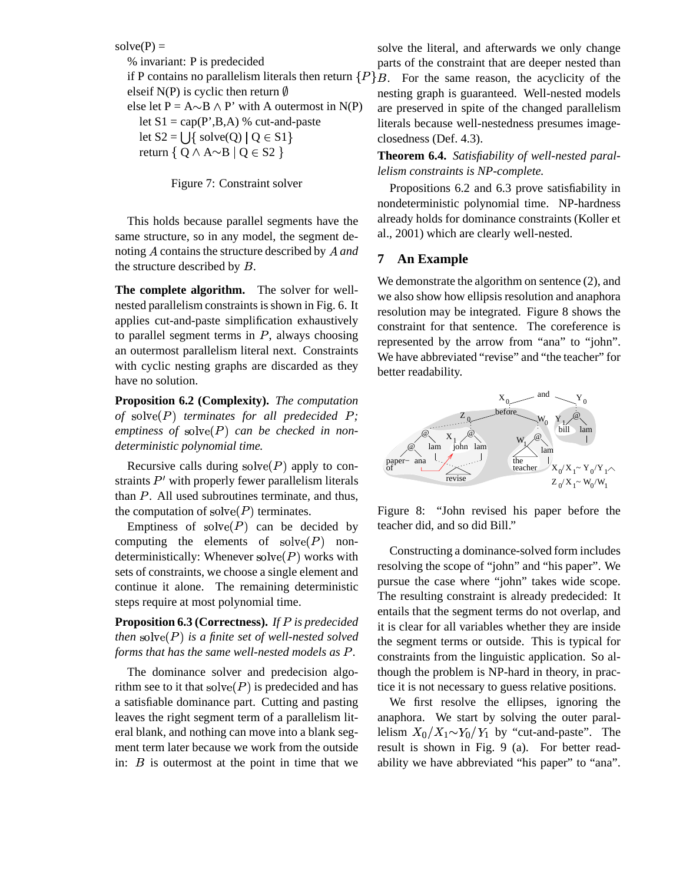```
solve(P) =
  % invariant: P is predecided
  if P contains no parallelism literals then return {P}
  elseif N(P) is cyclic then return ∅
  else let P = A∼B ∧ P' with A outermost in N(P)
    let S1 = cap(P',B,A) % cut-and-paste
    let S2 = ⋃{ solve(Q) | Q ∈ S1}
    return { Q ∧ A∼B | Q ∈ S2 }
```

Figure 7: Constraint solver

This holds because parallel segments have the same structure, so in any model, the segment denoting $A$ contains the structure described by $A$ *and* the structure described by $B$.

**The complete algorithm.** The solver for well-nested parallelism constraints is shown in Fig. 6. It applies cut-and-paste simplification exhaustively to parallel segment terms in $P$, always choosing an outermost parallelism literal next. Constraints with cyclic nesting graphs are discarded as they have no solution.

**Proposition 6.2 (Complexity).** *The computation of* $\mathrm{solve}(P)$ *terminates for all predecided* $P$*; emptiness of* $\mathrm{solve}(P)$ *can be checked in non-deterministic polynomial time.*

Recursive calls during $\mathrm{solve}(P)$ apply to constraints $P'$ with properly fewer parallelism literals than $P$. All used subroutines terminate, and thus, the computation of $\mathrm{solve}(P)$ terminates.

Emptiness of $\mathrm{solve}(P)$ can be decided by computing the elements of $\mathrm{solve}(P)$ non-deterministically: Whenever $\mathrm{solve}(P)$ works with sets of constraints, we choose a single element and continue it alone. The remaining deterministic steps require at most polynomial time.

**Proposition 6.3 (Correctness).** *If $P$ is predecided then* $\mathrm{solve}(P)$ *is a finite set of well-nested solved forms that has the same well-nested models as* $P$.

The dominance solver and predecision algorithm see to it that $\mathrm{solve}(P)$ is predecided and has a satisfiable dominance part. Cutting and pasting leaves the right segment term of a parallelism literal blank, and nothing can move into a blank segment term later because we work from the outside in: $B$ is outermost at the point in time that we solve the literal, and afterwards we only change parts of the constraint that are deeper nested than $B$. For the same reason, the acyclicity of the nesting graph is guaranteed. Well-nested models are preserved in spite of the changed parallelism literals because well-nestedness presumes image-closedness (Def. 4.3).

**Theorem 6.4.** *Satisfiability of well-nested parallelism constraints is NP-complete.*

Propositions 6.2 and 6.3 prove satisfiability in nondeterministic polynomial time. NP-hardness already holds for dominance constraints (Koller et al., 2001) which are clearly well-nested.

## 7 An Example

We demonstrate the algorithm on sentence (2), and we also show how ellipsis resolution and anaphora resolution may be integrated. Figure 8 shows the constraint for that sentence. The coreference is represented by the arrow from "ana" to "john". We have abbreviated "revise" and "the teacher" for better readability.

Figure 8: "John revised his paper before the teacher did, and so did Bill."

Constructing a dominance-solved form includes resolving the scope of "john" and "his paper". We pursue the case where "john" takes wide scope. The resulting constraint is already predecided: It entails that the segment terms do not overlap, and it is clear for all variables whether they are inside the segment terms or outside. This is typical for constraints from the linguistic application. So although the problem is NP-hard in theory, in practice it is not necessary to guess relative positions.

We first resolve the ellipses, ignoring the anaphora. We start by solving the outer parallelism $X_0/X_1{\sim}Y_0/Y_1$ by "cut-and-paste". The result is shown in Fig. 9 (a). For better readability we have abbreviated "his paper" to "ana".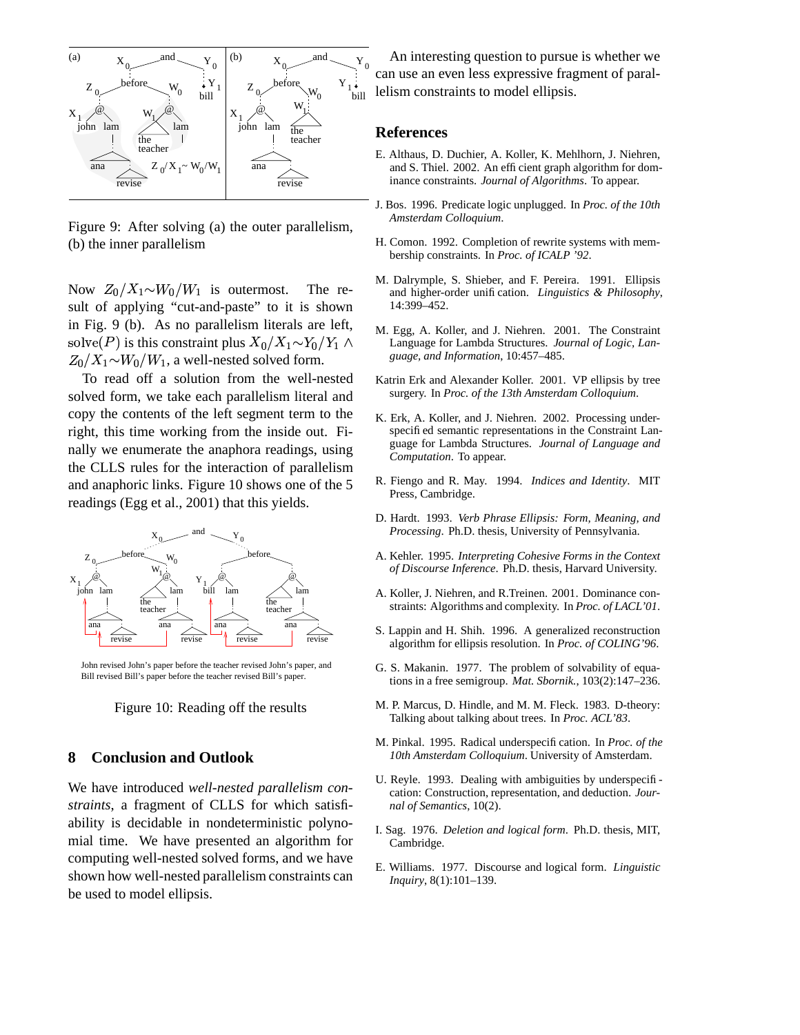Figure 9: After solving (a) the outer parallelism, (b) the inner parallelism

Now $Z_0/X_1{\sim}W_0/W_1$ is outermost. The result of applying "cut-and-paste" to it is shown in Fig. 9 (b). As no parallelism literals are left, $\text{solve}(P)$ is this constraint plus $X_0/X_1{\sim}Y_0/Y_1 \wedge Z_0/X_1{\sim}W_0/W_1$, a well-nested solved form.

To read off a solution from the well-nested solved form, we take each parallelism literal and copy the contents of the left segment term to the right, this time working from the inside out. Finally we enumerate the anaphora readings, using the CLLS rules for the interaction of parallelism and anaphoric links. Figure 10 shows one of the 5 readings (Egg et al., 2001) that this yields.

John revised John's paper before the teacher revised John's paper, and Bill revised Bill's paper before the teacher revised Bill's paper.

Figure 10: Reading off the results

## 8 Conclusion and Outlook

We have introduced *well-nested parallelism constraints*, a fragment of CLLS for which satisfiability is decidable in nondeterministic polynomial time. We have presented an algorithm for computing well-nested solved forms, and we have shown how well-nested parallelism constraints can be used to model ellipsis.

An interesting question to pursue is whether we can use an even less expressive fragment of parallelism constraints to model ellipsis.

## References

E. Althaus, D. Duchier, A. Koller, K. Mehlhorn, J. Niehren, and S. Thiel. 2002. An efficient graph algorithm for dominance constraints. *Journal of Algorithms*. To appear.

J. Bos. 1996. Predicate logic unplugged. In *Proc. of the 10th Amsterdam Colloquium*.

H. Comon. 1992. Completion of rewrite systems with membership constraints. In *Proc. of ICALP '92*.

M. Dalrymple, S. Shieber, and F. Pereira. 1991. Ellipsis and higher-order unification. *Linguistics & Philosophy*, 14:399–452.

M. Egg, A. Koller, and J. Niehren. 2001. The Constraint Language for Lambda Structures. *Journal of Logic, Language, and Information*, 10:457–485.

Katrin Erk and Alexander Koller. 2001. VP ellipsis by tree surgery. In *Proc. of the 13th Amsterdam Colloquium*.

K. Erk, A. Koller, and J. Niehren. 2002. Processing underspecified semantic representations in the Constraint Language for Lambda Structures. *Journal of Language and Computation*. To appear.

R. Fiengo and R. May. 1994. *Indices and Identity*. MIT Press, Cambridge.

D. Hardt. 1993. *Verb Phrase Ellipsis: Form, Meaning, and Processing*. Ph.D. thesis, University of Pennsylvania.

A. Kehler. 1995. *Interpreting Cohesive Forms in the Context of Discourse Inference*. Ph.D. thesis, Harvard University.

A. Koller, J. Niehren, and R.Treinen. 2001. Dominance constraints: Algorithms and complexity. In *Proc. of LACL'01*.

S. Lappin and H. Shih. 1996. A generalized reconstruction algorithm for ellipsis resolution. In *Proc. of COLING'96*.

G. S. Makanin. 1977. The problem of solvability of equations in a free semigroup. *Mat. Sbornik.*, 103(2):147–236.

M. P. Marcus, D. Hindle, and M. M. Fleck. 1983. D-theory: Talking about talking about trees. In *Proc. ACL'83*.

M. Pinkal. 1995. Radical underspecification. In *Proc. of the 10th Amsterdam Colloquium*. University of Amsterdam.

U. Reyle. 1993. Dealing with ambiguities by underspecification: Construction, representation, and deduction. *Journal of Semantics*, 10(2).

I. Sag. 1976. *Deletion and logical form*. Ph.D. thesis, MIT, Cambridge.

E. Williams. 1977. Discourse and logical form. *Linguistic Inquiry*, 8(1):101–139.